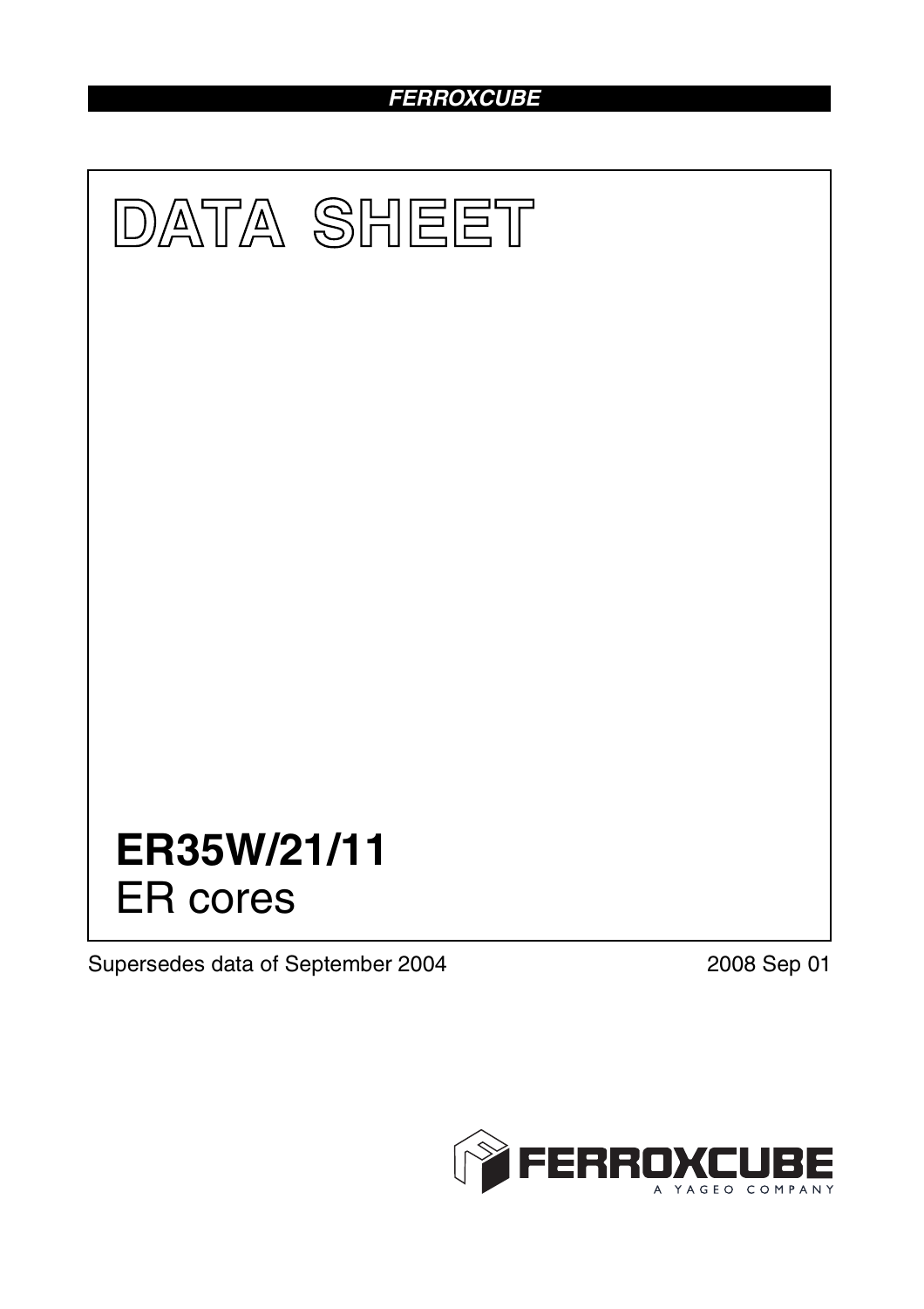FERROXCUBE

# DATA SHEET

# ER35W/21/11

ER cores

Supersedes data of September 2004

2008 Sep 01

FERROXCUBE

A YAGEO COMPANY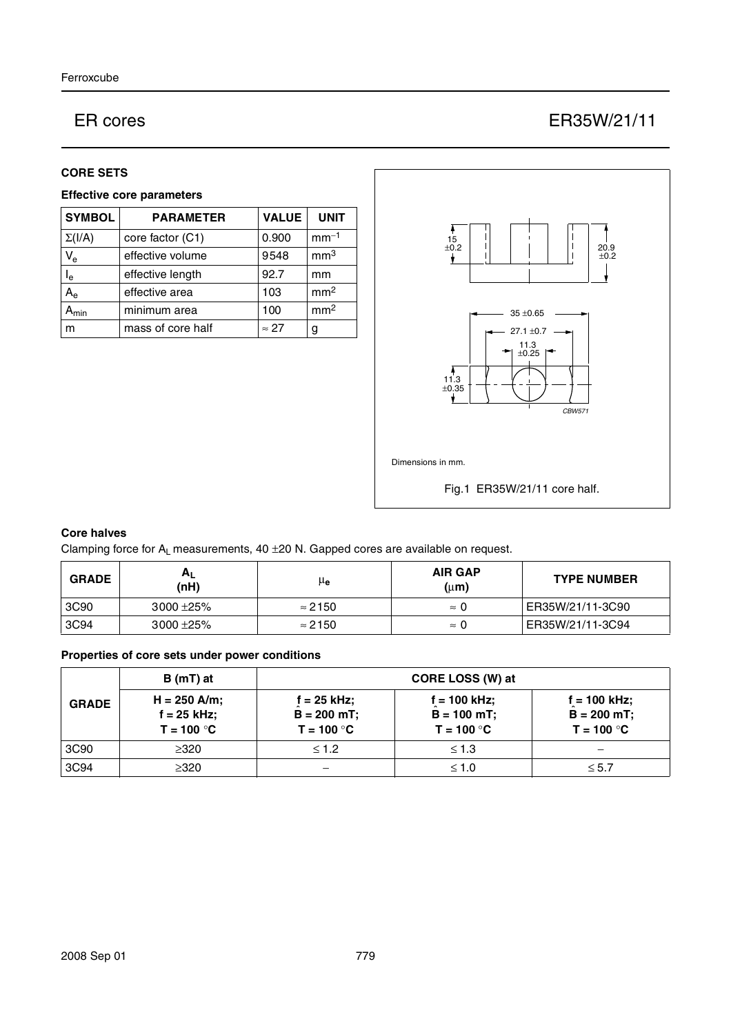# ER cores — ER35W/21/11

## CORE SETS

### Effective core parameters

| SYMBOL | PARAMETER | VALUE | UNIT |
|---|---|---|---|
| $\Sigma(l/A)$ | core factor (C1) | 0.900 | $mm^{-1}$ |
| $V_e$ | effective volume | 9548 | $mm^3$ |
| $l_e$ | effective length | 92.7 | mm |
| $A_e$ | effective area | 103 | $mm^2$ |
| $A_{min}$ | minimum area | 100 | $mm^2$ |
| m | mass of core half | ≈ 27 | g |

Dimensions in mm.

Fig.1 ER35W/21/11 core half.

### Core halves

Clamping force for $A_L$ measurements, 40 ±20 N. Gapped cores are available on request.

| GRADE | $A_L$ (nH) | $\mu_e$ | AIR GAP (μm) | TYPE NUMBER |
|---|---|---|---|---|
| 3C90 | 3000 ±25% | ≈ 2150 | ≈ 0 | ER35W/21/11-3C90 |
| 3C94 | 3000 ±25% | ≈ 2150 | ≈ 0 | ER35W/21/11-3C94 |

### Properties of core sets under power conditions

| GRADE | B (mT) at | CORE LOSS (W) at | | |
|---|---|---|---|---|
| | H = 250 A/m; f = 25 kHz; T = 100 °C | f = 25 kHz; $\hat{B}$ = 200 mT; T = 100 °C | f = 100 kHz; $\hat{B}$ = 100 mT; T = 100 °C | f = 100 kHz; $\hat{B}$ = 200 mT; T = 100 °C |
| 3C90 | ≥320 | ≤ 1.2 | ≤ 1.3 | − |
| 3C94 | ≥320 | − | ≤ 1.0 | ≤ 5.7 |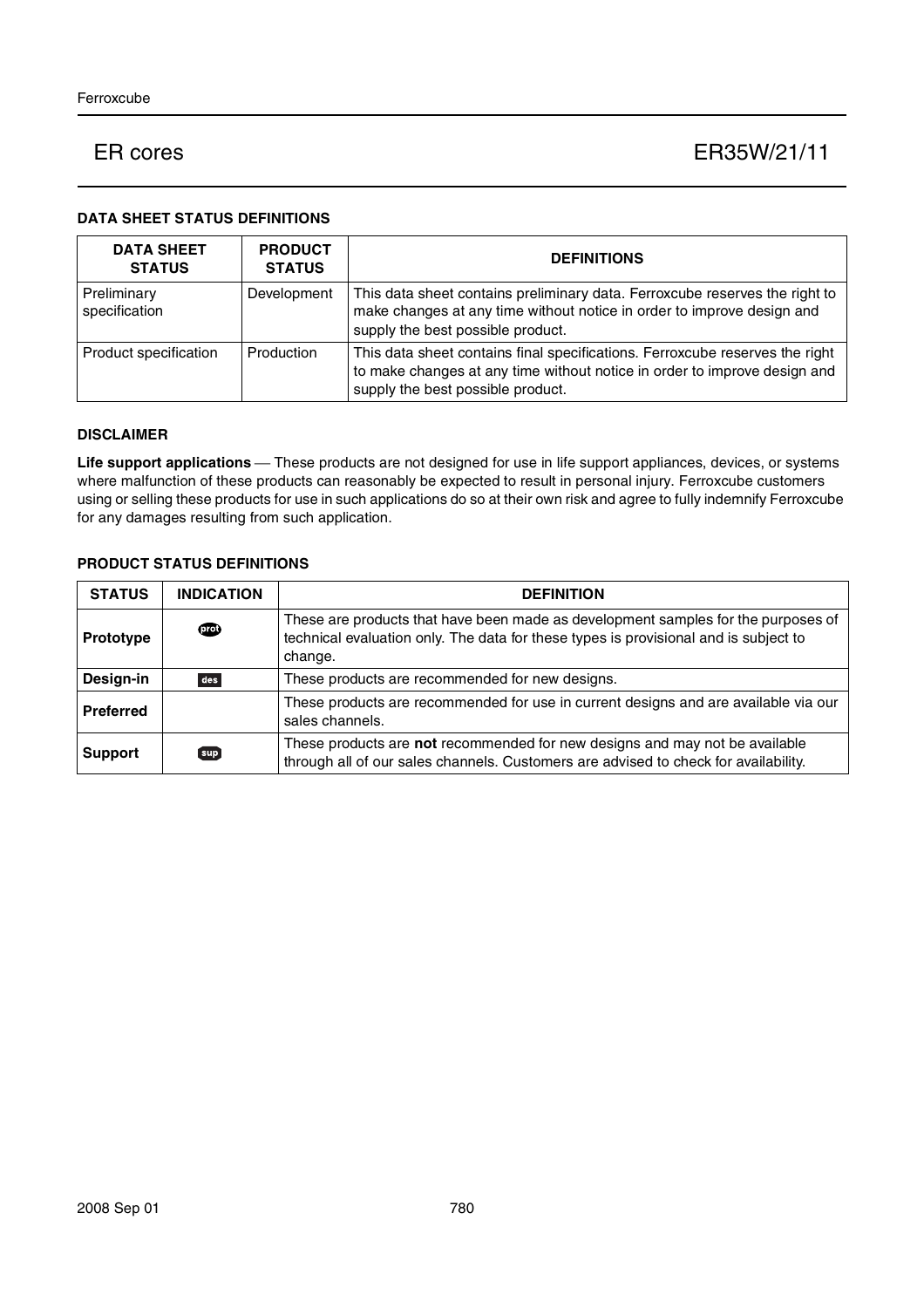# ER cores ER35W/21/11

## DATA SHEET STATUS DEFINITIONS

| DATA SHEET STATUS | PRODUCT STATUS | DEFINITIONS |
|---|---|---|
| Preliminary specification | Development | This data sheet contains preliminary data. Ferroxcube reserves the right to make changes at any time without notice in order to improve design and supply the best possible product. |
| Product specification | Production | This data sheet contains final specifications. Ferroxcube reserves the right to make changes at any time without notice in order to improve design and supply the best possible product. |

## DISCLAIMER

**Life support applications** — These products are not designed for use in life support appliances, devices, or systems where malfunction of these products can reasonably be expected to result in personal injury. Ferroxcube customers using or selling these products for use in such applications do so at their own risk and agree to fully indemnify Ferroxcube for any damages resulting from such application.

## PRODUCT STATUS DEFINITIONS

| STATUS | INDICATION | DEFINITION |
|---|---|---|
| **Prototype** | prot | These are products that have been made as development samples for the purposes of technical evaluation only. The data for these types is provisional and is subject to change. |
| **Design-in** | des | These products are recommended for new designs. |
| **Preferred** | | These products are recommended for use in current designs and are available via our sales channels. |
| **Support** | sup | These products are **not** recommended for new designs and may not be available through all of our sales channels. Customers are advised to check for availability. |